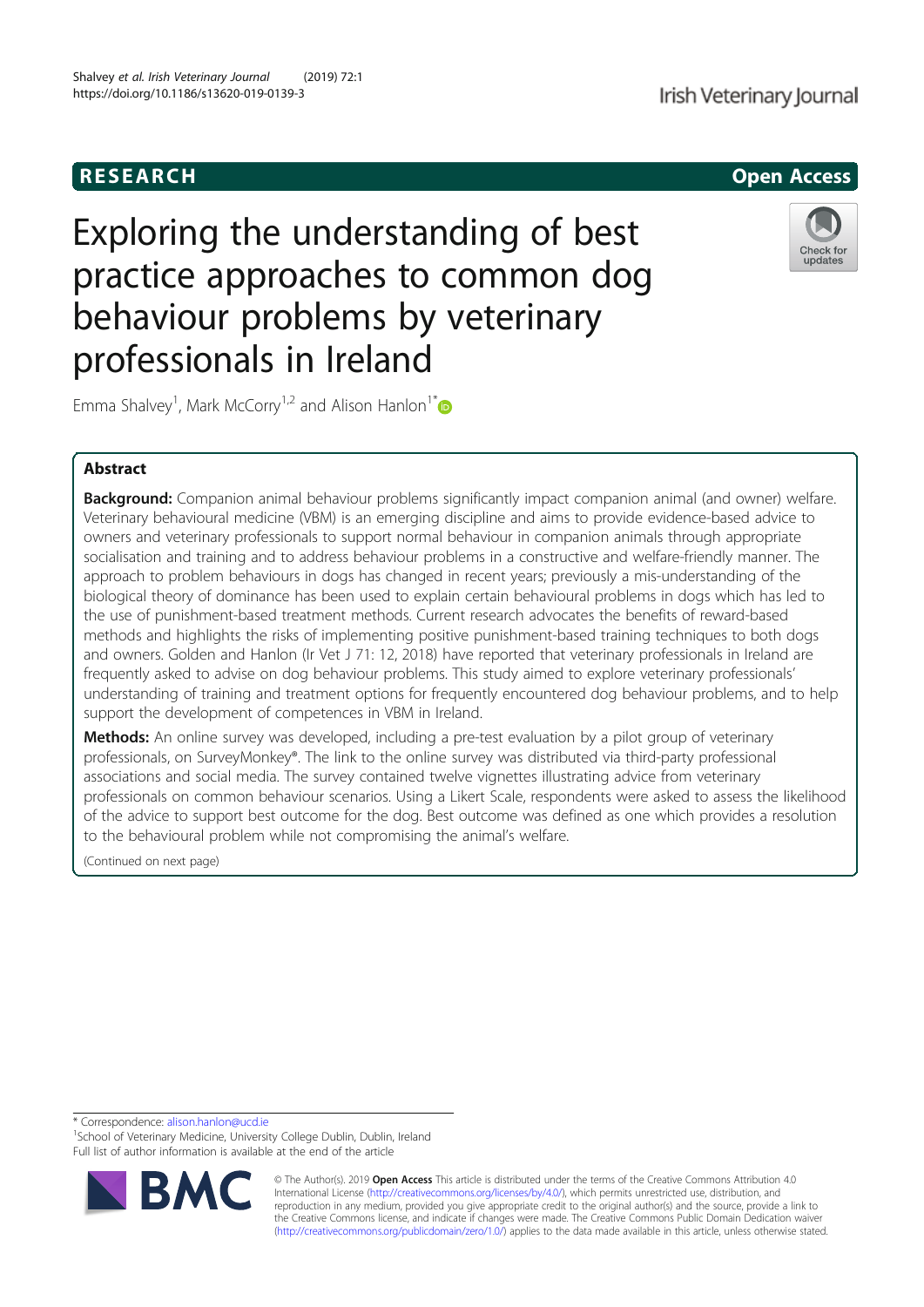RESEARCH

Open Access

# Exploring the understanding of best practice approaches to common dog behaviour problems by veterinary professionals in Ireland

Emma Shalvey[1], Mark McCorry[1,2] and Alison Hanlon[1*]

## Abstract

**Background:** Companion animal behaviour problems significantly impact companion animal (and owner) welfare. Veterinary behavioural medicine (VBM) is an emerging discipline and aims to provide evidence-based advice to owners and veterinary professionals to support normal behaviour in companion animals through appropriate socialisation and training and to address behaviour problems in a constructive and welfare-friendly manner. The approach to problem behaviours in dogs has changed in recent years; previously a mis-understanding of the biological theory of dominance has been used to explain certain behavioural problems in dogs which has led to the use of punishment-based treatment methods. Current research advocates the benefits of reward-based methods and highlights the risks of implementing positive punishment-based training techniques to both dogs and owners. Golden and Hanlon (Ir Vet J 71: 12, 2018) have reported that veterinary professionals in Ireland are frequently asked to advise on dog behaviour problems. This study aimed to explore veterinary professionals' understanding of training and treatment options for frequently encountered dog behaviour problems, and to help support the development of competences in VBM in Ireland.

**Methods:** An online survey was developed, including a pre-test evaluation by a pilot group of veterinary professionals, on SurveyMonkey®. The link to the online survey was distributed via third-party professional associations and social media. The survey contained twelve vignettes illustrating advice from veterinary professionals on common behaviour scenarios. Using a Likert Scale, respondents were asked to assess the likelihood of the advice to support best outcome for the dog. Best outcome was defined as one which provides a resolution to the behavioural problem while not compromising the animal's welfare.

(Continued on next page)

\* Correspondence: alison.hanlon@ucd.ie

[1]School of Veterinary Medicine, University College Dublin, Dublin, Ireland

Full list of author information is available at the end of the article

© The Author(s). 2019 **Open Access** This article is distributed under the terms of the Creative Commons Attribution 4.0 International License (http://creativecommons.org/licenses/by/4.0/), which permits unrestricted use, distribution, and reproduction in any medium, provided you give appropriate credit to the original author(s) and the source, provide a link to the Creative Commons license, and indicate if changes were made. The Creative Commons Public Domain Dedication waiver (http://creativecommons.org/publicdomain/zero/1.0/) applies to the data made available in this article, unless otherwise stated.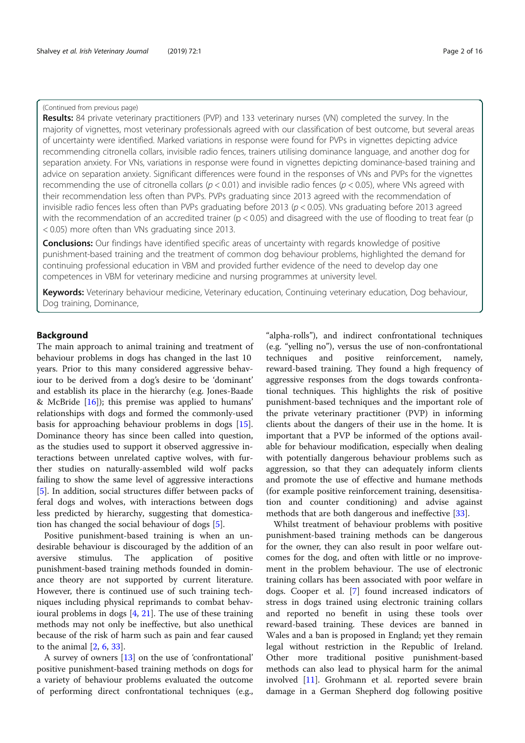(Continued from previous page)

**Results:** 84 private veterinary practitioners (PVP) and 133 veterinary nurses (VN) completed the survey. In the majority of vignettes, most veterinary professionals agreed with our classification of best outcome, but several areas of uncertainty were identified. Marked variations in response were found for PVPs in vignettes depicting advice recommending citronella collars, invisible radio fences, trainers utilising dominance language, and another dog for separation anxiety. For VNs, variations in response were found in vignettes depicting dominance-based training and advice on separation anxiety. Significant differences were found in the responses of VNs and PVPs for the vignettes recommending the use of citronella collars ($p < 0.01$) and invisible radio fences ($p < 0.05$), where VNs agreed with their recommendation less often than PVPs. PVPs graduating since 2013 agreed with the recommendation of invisible radio fences less often than PVPs graduating before 2013 ($p < 0.05$). VNs graduating before 2013 agreed with the recommendation of an accredited trainer ($p < 0.05$) and disagreed with the use of flooding to treat fear ($p < 0.05$) more often than VNs graduating since 2013.

**Conclusions:** Our findings have identified specific areas of uncertainty with regards knowledge of positive punishment-based training and the treatment of common dog behaviour problems, highlighted the demand for continuing professional education in VBM and provided further evidence of the need to develop day one competences in VBM for veterinary medicine and nursing programmes at university level.

**Keywords:** Veterinary behaviour medicine, Veterinary education, Continuing veterinary education, Dog behaviour, Dog training, Dominance,

## Background

The main approach to animal training and treatment of behaviour problems in dogs has changed in the last 10 years. Prior to this many considered aggressive behaviour to be derived from a dog's desire to be 'dominant' and establish its place in the hierarchy (e.g. Jones-Baade & McBride [16]); this premise was applied to humans' relationships with dogs and formed the commonly-used basis for approaching behaviour problems in dogs [15]. Dominance theory has since been called into question, as the studies used to support it observed aggressive interactions between unrelated captive wolves, with further studies on naturally-assembled wild wolf packs failing to show the same level of aggressive interactions [5]. In addition, social structures differ between packs of feral dogs and wolves, with interactions between dogs less predicted by hierarchy, suggesting that domestication has changed the social behaviour of dogs [5].

Positive punishment-based training is when an undesirable behaviour is discouraged by the addition of an aversive stimulus. The application of positive punishment-based training methods founded in dominance theory are not supported by current literature. However, there is continued use of such training techniques including physical reprimands to combat behavioural problems in dogs [4, 21]. The use of these training methods may not only be ineffective, but also unethical because of the risk of harm such as pain and fear caused to the animal [2, 6, 33].

A survey of owners [13] on the use of 'confrontational' positive punishment-based training methods on dogs for a variety of behaviour problems evaluated the outcome of performing direct confrontational techniques (e.g., "alpha-rolls"), and indirect confrontational techniques (e.g. "yelling no"), versus the use of non-confrontational techniques and positive reinforcement, namely, reward-based training. They found a high frequency of aggressive responses from the dogs towards confrontational techniques. This highlights the risk of positive punishment-based techniques and the important role of the private veterinary practitioner (PVP) in informing clients about the dangers of their use in the home. It is important that a PVP be informed of the options available for behaviour modification, especially when dealing with potentially dangerous behaviour problems such as aggression, so that they can adequately inform clients and promote the use of effective and humane methods (for example positive reinforcement training, desensitisation and counter conditioning) and advise against methods that are both dangerous and ineffective [33].

Whilst treatment of behaviour problems with positive punishment-based training methods can be dangerous for the owner, they can also result in poor welfare outcomes for the dog, and often with little or no improvement in the problem behaviour. The use of electronic training collars has been associated with poor welfare in dogs. Cooper et al. [7] found increased indicators of stress in dogs trained using electronic training collars and reported no benefit in using these tools over reward-based training. These devices are banned in Wales and a ban is proposed in England; yet they remain legal without restriction in the Republic of Ireland. Other more traditional positive punishment-based methods can also lead to physical harm for the animal involved [11]. Grohmann et al. reported severe brain damage in a German Shepherd dog following positive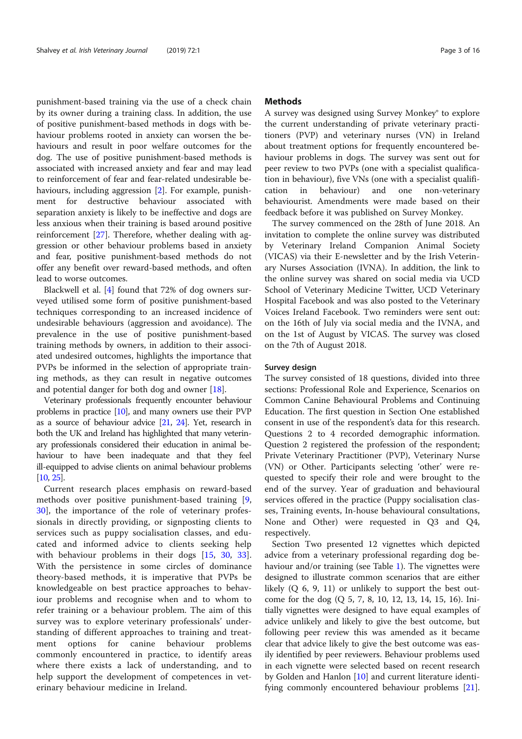punishment-based training via the use of a check chain by its owner during a training class. In addition, the use of positive punishment-based methods in dogs with behaviour problems rooted in anxiety can worsen the behaviours and result in poor welfare outcomes for the dog. The use of positive punishment-based methods is associated with increased anxiety and fear and may lead to reinforcement of fear and fear-related undesirable behaviours, including aggression [2]. For example, punishment for destructive behaviour associated with separation anxiety is likely to be ineffective and dogs are less anxious when their training is based around positive reinforcement [27]. Therefore, whether dealing with aggression or other behaviour problems based in anxiety and fear, positive punishment-based methods do not offer any benefit over reward-based methods, and often lead to worse outcomes.

Blackwell et al. [4] found that 72% of dog owners surveyed utilised some form of positive punishment-based techniques corresponding to an increased incidence of undesirable behaviours (aggression and avoidance). The prevalence in the use of positive punishment-based training methods by owners, in addition to their associated undesired outcomes, highlights the importance that PVPs be informed in the selection of appropriate training methods, as they can result in negative outcomes and potential danger for both dog and owner [18].

Veterinary professionals frequently encounter behaviour problems in practice [10], and many owners use their PVP as a source of behaviour advice [21, 24]. Yet, research in both the UK and Ireland has highlighted that many veterinary professionals considered their education in animal behaviour to have been inadequate and that they feel ill-equipped to advise clients on animal behaviour problems [10, 25].

Current research places emphasis on reward-based methods over positive punishment-based training [9, 30], the importance of the role of veterinary professionals in directly providing, or signposting clients to services such as puppy socialisation classes, and educated and informed advice to clients seeking help with behaviour problems in their dogs [15, 30, 33]. With the persistence in some circles of dominance theory-based methods, it is imperative that PVPs be knowledgeable on best practice approaches to behaviour problems and recognise when and to whom to refer training or a behaviour problem. The aim of this survey was to explore veterinary professionals' understanding of different approaches to training and treatment options for canine behaviour problems commonly encountered in practice, to identify areas where there exists a lack of understanding, and to help support the development of competences in veterinary behaviour medicine in Ireland.

## Methods

A survey was designed using Survey Monkey® to explore the current understanding of private veterinary practitioners (PVP) and veterinary nurses (VN) in Ireland about treatment options for frequently encountered behaviour problems in dogs. The survey was sent out for peer review to two PVPs (one with a specialist qualification in behaviour), five VNs (one with a specialist qualification in behaviour) and one non-veterinary behaviourist. Amendments were made based on their feedback before it was published on Survey Monkey.

The survey commenced on the 28th of June 2018. An invitation to complete the online survey was distributed by Veterinary Ireland Companion Animal Society (VICAS) via their E-newsletter and by the Irish Veterinary Nurses Association (IVNA). In addition, the link to the online survey was shared on social media via UCD School of Veterinary Medicine Twitter, UCD Veterinary Hospital Facebook and was also posted to the Veterinary Voices Ireland Facebook. Two reminders were sent out: on the 16th of July via social media and the IVNA, and on the 1st of August by VICAS. The survey was closed on the 7th of August 2018.

### Survey design

The survey consisted of 18 questions, divided into three sections: Professional Role and Experience, Scenarios on Common Canine Behavioural Problems and Continuing Education. The first question in Section One established consent in use of the respondent's data for this research. Questions 2 to 4 recorded demographic information. Question 2 registered the profession of the respondent; Private Veterinary Practitioner (PVP), Veterinary Nurse (VN) or Other. Participants selecting 'other' were requested to specify their role and were brought to the end of the survey. Year of graduation and behavioural services offered in the practice (Puppy socialisation classes, Training events, In-house behavioural consultations, None and Other) were requested in Q3 and Q4, respectively.

Section Two presented 12 vignettes which depicted advice from a veterinary professional regarding dog behaviour and/or training (see Table 1). The vignettes were designed to illustrate common scenarios that are either likely (Q 6, 9, 11) or unlikely to support the best outcome for the dog (Q 5, 7, 8, 10, 12, 13, 14, 15, 16). Initially vignettes were designed to have equal examples of advice unlikely and likely to give the best outcome, but following peer review this was amended as it became clear that advice likely to give the best outcome was easily identified by peer reviewers. Behaviour problems used in each vignette were selected based on recent research by Golden and Hanlon [10] and current literature identifying commonly encountered behaviour problems [21].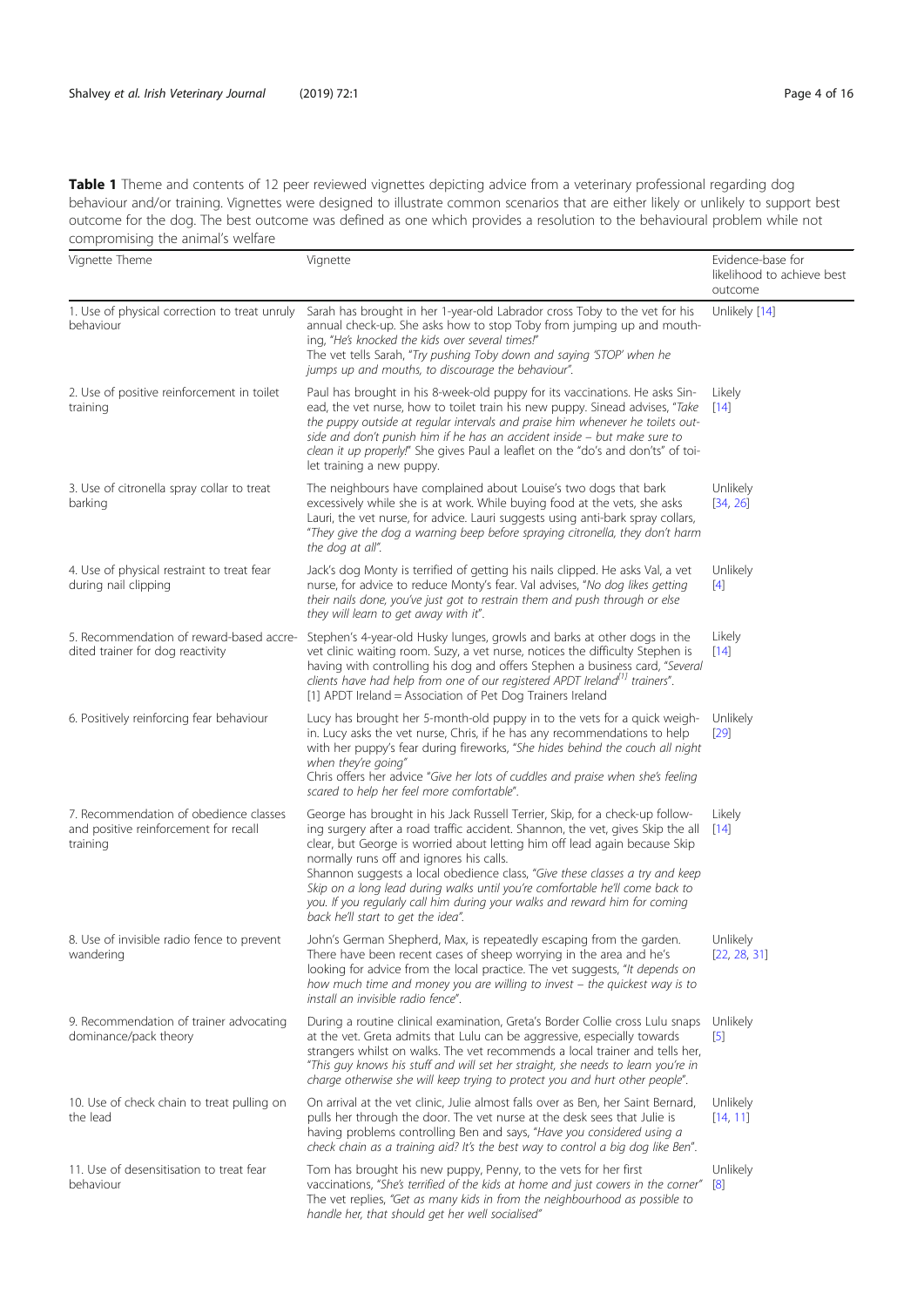**Table 1** Theme and contents of 12 peer reviewed vignettes depicting advice from a veterinary professional regarding dog behaviour and/or training. Vignettes were designed to illustrate common scenarios that are either likely or unlikely to support best outcome for the dog. The best outcome was defined as one which provides a resolution to the behavioural problem while not compromising the animal's welfare

| Vignette Theme | Vignette | Evidence-base for likelihood to achieve best outcome |
|---|---|---|
| 1. Use of physical correction to treat unruly behaviour | Sarah has brought in her 1-year-old Labrador cross Toby to the vet for his annual check-up. She asks how to stop Toby from jumping up and mouthing, *"He's knocked the kids over several times!"* The vet tells Sarah, *"Try pushing Toby down and saying 'STOP' when he jumps up and mouths, to discourage the behaviour".* | Unlikely [14] |
| 2. Use of positive reinforcement in toilet training | Paul has brought in his 8-week-old puppy for its vaccinations. He asks Sinead, the vet nurse, how to toilet train his new puppy. Sinead advises, *"Take the puppy outside at regular intervals and praise him whenever he toilets outside and don't punish him if he has an accident inside – but make sure to clean it up properly!"* She gives Paul a leaflet on the "do's and don'ts" of toilet training a new puppy. | Likely [14] |
| 3. Use of citronella spray collar to treat barking | The neighbours have complained about Louise's two dogs that bark excessively while she is at work. While buying food at the vets, she asks Lauri, the vet nurse, for advice. Lauri suggests using anti-bark spray collars, *"They give the dog a warning beep before spraying citronella, they don't harm the dog at all".* | Unlikely [34, 26] |
| 4. Use of physical restraint to treat fear during nail clipping | Jack's dog Monty is terrified of getting his nails clipped. He asks Val, a vet nurse, for advice to reduce Monty's fear. Val advises, *"No dog likes getting their nails done, you've just got to restrain them and push through or else they will learn to get away with it".* | Unlikely [4] |
| 5. Recommendation of reward-based accredited trainer for dog reactivity | Stephen's 4-year-old Husky lunges, growls and barks at other dogs in the vet clinic waiting room. Suzy, a vet nurse, notices the difficulty Stephen is having with controlling his dog and offers Stephen a business card, *"Several clients have had help from one of our registered APDT Ireland[1] trainers".* [1] APDT Ireland = Association of Pet Dog Trainers Ireland | Likely [14] |
| 6. Positively reinforcing fear behaviour | Lucy has brought her 5-month-old puppy in to the vets for a quick weigh-in. Lucy asks the vet nurse, Chris, if he has any recommendations to help with her puppy's fear during fireworks, *"She hides behind the couch all night when they're going"* Chris offers her advice *"Give her lots of cuddles and praise when she's feeling scared to help her feel more comfortable".* | Unlikely [29] |
| 7. Recommendation of obedience classes and positive reinforcement for recall training | George has brought in his Jack Russell Terrier, Skip, for a check-up following surgery after a road traffic accident. Shannon, the vet, gives Skip the all clear, but George is worried about letting him off lead again because Skip normally runs off and ignores his calls. Shannon suggests a local obedience class, *"Give these classes a try and keep Skip on a long lead during walks until you're comfortable he'll come back to you. If you regularly call him during your walks and reward him for coming back he'll start to get the idea".* | Likely [14] |
| 8. Use of invisible radio fence to prevent wandering | John's German Shepherd, Max, is repeatedly escaping from the garden. There have been recent cases of sheep worrying in the area and he's looking for advice from the local practice. The vet suggests, *"It depends on how much time and money you are willing to invest – the quickest way is to install an invisible radio fence".* | Unlikely [22, 28, 31] |
| 9. Recommendation of trainer advocating dominance/pack theory | During a routine clinical examination, Greta's Border Collie cross Lulu snaps at the vet. Greta admits that Lulu can be aggressive, especially towards strangers whilst on walks. The vet recommends a local trainer and tells her, *"This guy knows his stuff and will set her straight, she needs to learn you're in charge otherwise she will keep trying to protect you and hurt other people".* | Unlikely [5] |
| 10. Use of check chain to treat pulling on the lead | On arrival at the vet clinic, Julie almost falls over as Ben, her Saint Bernard, pulls her through the door. The vet nurse at the desk sees that Julie is having problems controlling Ben and says, *"Have you considered using a check chain as a training aid? It's the best way to control a big dog like Ben".* | Unlikely [14, 11] |
| 11. Use of desensitisation to treat fear behaviour | Tom has brought his new puppy, Penny, to the vets for her first vaccinations, *"She's terrified of the kids at home and just cowers in the corner"* The vet replies, *"Get as many kids in from the neighbourhood as possible to handle her, that should get her well socialised"* | Unlikely [8] |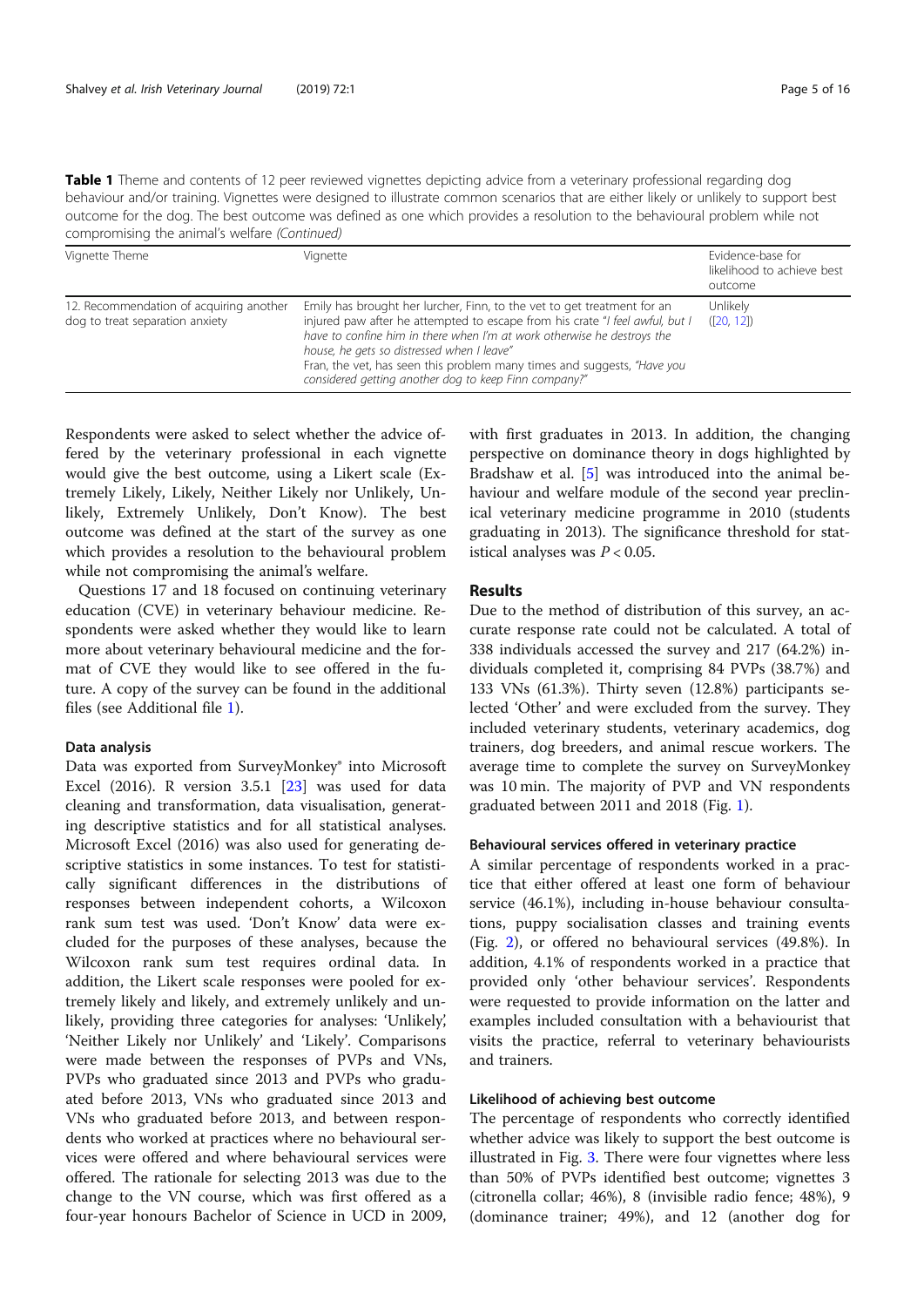**Table 1** Theme and contents of 12 peer reviewed vignettes depicting advice from a veterinary professional regarding dog behaviour and/or training. Vignettes were designed to illustrate common scenarios that are either likely or unlikely to support best outcome for the dog. The best outcome was defined as one which provides a resolution to the behavioural problem while not compromising the animal's welfare *(Continued)*

| Vignette Theme | Vignette | Evidence-base for likelihood to achieve best outcome |
|---|---|---|
| 12. Recommendation of acquiring another dog to treat separation anxiety | Emily has brought her lurcher, Finn, to the vet to get treatment for an injured paw after he attempted to escape from his crate "*I feel awful, but I have to confine him in there when I'm at work otherwise he destroys the house, he gets so distressed when I leave*"<br>Fran, the vet, has seen this problem many times and suggests, *"Have you considered getting another dog to keep Finn company?"* | Unlikely ([20, 12]) |

Respondents were asked to select whether the advice offered by the veterinary professional in each vignette would give the best outcome, using a Likert scale (Extremely Likely, Likely, Neither Likely nor Unlikely, Unlikely, Extremely Unlikely, Don't Know). The best outcome was defined at the start of the survey as one which provides a resolution to the behavioural problem while not compromising the animal's welfare.

Questions 17 and 18 focused on continuing veterinary education (CVE) in veterinary behaviour medicine. Respondents were asked whether they would like to learn more about veterinary behavioural medicine and the format of CVE they would like to see offered in the future. A copy of the survey can be found in the additional files (see Additional file 1).

### Data analysis

Data was exported from SurveyMonkey® into Microsoft Excel (2016). R version 3.5.1 [23] was used for data cleaning and transformation, data visualisation, generating descriptive statistics and for all statistical analyses. Microsoft Excel (2016) was also used for generating descriptive statistics in some instances. To test for statistically significant differences in the distributions of responses between independent cohorts, a Wilcoxon rank sum test was used. 'Don't Know' data were excluded for the purposes of these analyses, because the Wilcoxon rank sum test requires ordinal data. In addition, the Likert scale responses were pooled for extremely likely and likely, and extremely unlikely and unlikely, providing three categories for analyses: 'Unlikely', 'Neither Likely nor Unlikely' and 'Likely'. Comparisons were made between the responses of PVPs and VNs, PVPs who graduated since 2013 and PVPs who graduated before 2013, VNs who graduated since 2013 and VNs who graduated before 2013, and between respondents who worked at practices where no behavioural services were offered and where behavioural services were offered. The rationale for selecting 2013 was due to the change to the VN course, which was first offered as a four-year honours Bachelor of Science in UCD in 2009, with first graduates in 2013. In addition, the changing perspective on dominance theory in dogs highlighted by Bradshaw et al. [5] was introduced into the animal behaviour and welfare module of the second year preclinical veterinary medicine programme in 2010 (students graduating in 2013). The significance threshold for statistical analyses was $P < 0.05$.

## Results

Due to the method of distribution of this survey, an accurate response rate could not be calculated. A total of 338 individuals accessed the survey and 217 (64.2%) individuals completed it, comprising 84 PVPs (38.7%) and 133 VNs (61.3%). Thirty seven (12.8%) participants selected 'Other' and were excluded from the survey. They included veterinary students, veterinary academics, dog trainers, dog breeders, and animal rescue workers. The average time to complete the survey on SurveyMonkey was 10 min. The majority of PVP and VN respondents graduated between 2011 and 2018 (Fig. 1).

### Behavioural services offered in veterinary practice

A similar percentage of respondents worked in a practice that either offered at least one form of behaviour service (46.1%), including in-house behaviour consultations, puppy socialisation classes and training events (Fig. 2), or offered no behavioural services (49.8%). In addition, 4.1% of respondents worked in a practice that provided only 'other behaviour services'. Respondents were requested to provide information on the latter and examples included consultation with a behaviourist that visits the practice, referral to veterinary behaviourists and trainers.

### Likelihood of achieving best outcome

The percentage of respondents who correctly identified whether advice was likely to support the best outcome is illustrated in Fig. 3. There were four vignettes where less than 50% of PVPs identified best outcome; vignettes 3 (citronella collar; 46%), 8 (invisible radio fence; 48%), 9 (dominance trainer; 49%), and 12 (another dog for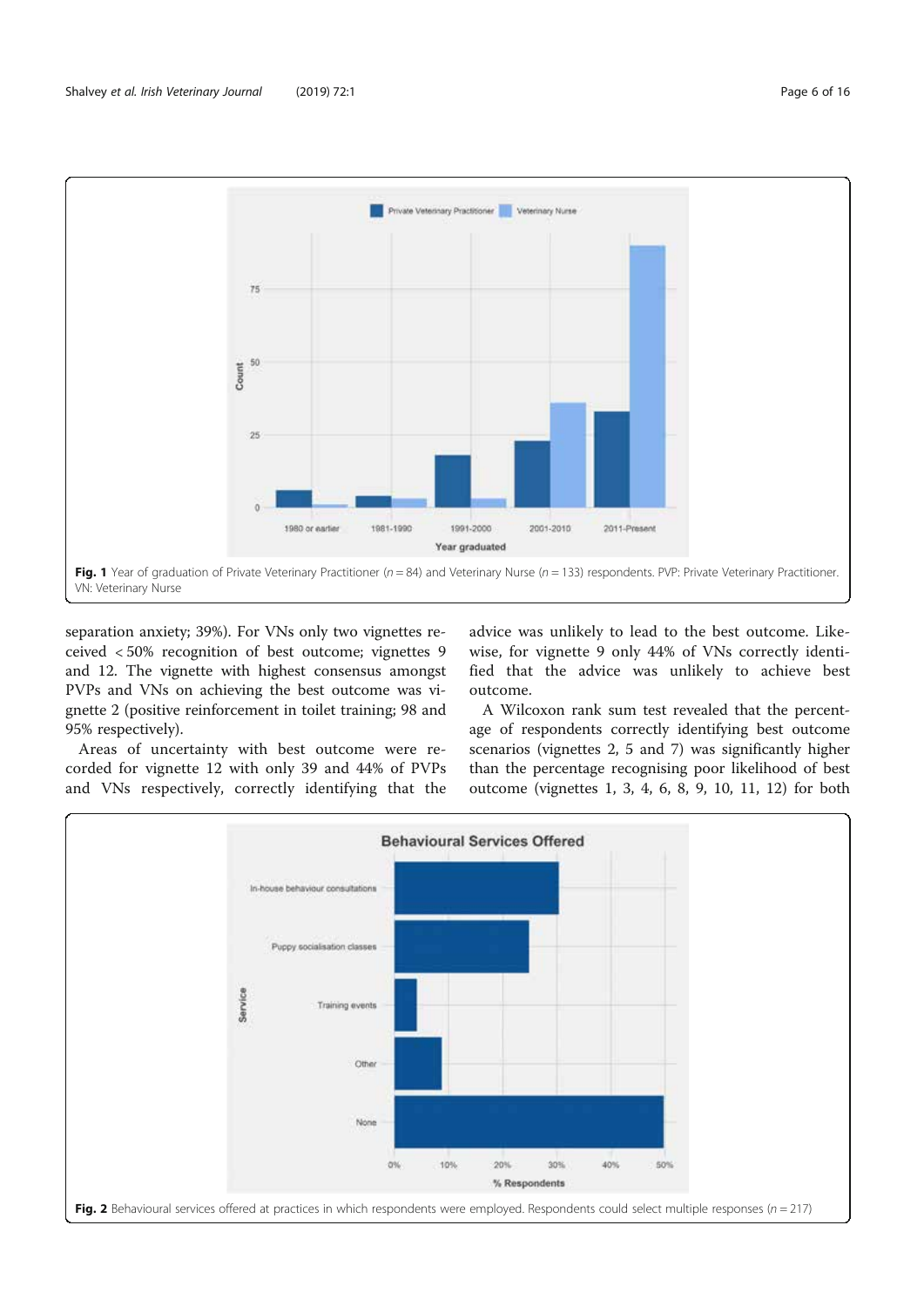Fig. 1 Year of graduation of Private Veterinary Practitioner ($n = 84$) and Veterinary Nurse ($n = 133$) respondents. PVP: Private Veterinary Practitioner. VN: Veterinary Nurse

separation anxiety; 39%). For VNs only two vignettes received < 50% recognition of best outcome; vignettes 9 and 12. The vignette with highest consensus amongst PVPs and VNs on achieving the best outcome was vignette 2 (positive reinforcement in toilet training; 98 and 95% respectively).

Areas of uncertainty with best outcome were recorded for vignette 12 with only 39 and 44% of PVPs and VNs respectively, correctly identifying that the advice was unlikely to lead to the best outcome. Likewise, for vignette 9 only 44% of VNs correctly identified that the advice was unlikely to achieve best outcome.

A Wilcoxon rank sum test revealed that the percentage of respondents correctly identifying best outcome scenarios (vignettes 2, 5 and 7) was significantly higher than the percentage recognising poor likelihood of best outcome (vignettes 1, 3, 4, 6, 8, 9, 10, 11, 12) for both

Fig. 2 Behavioural services offered at practices in which respondents were employed. Respondents could select multiple responses ($n = 217$)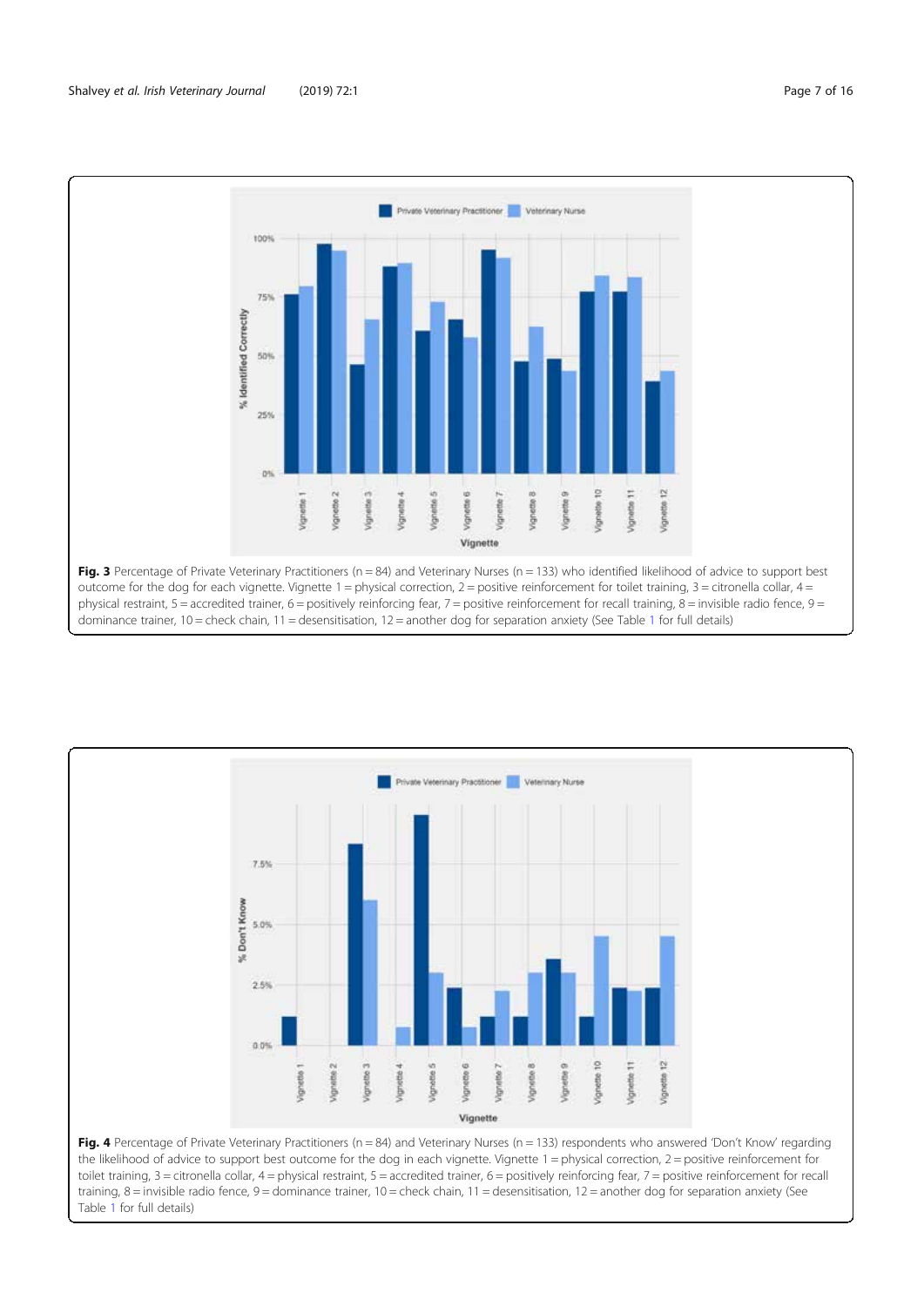**Fig. 3** Percentage of Private Veterinary Practitioners (n = 84) and Veterinary Nurses (n = 133) who identified likelihood of advice to support best outcome for the dog for each vignette. Vignette 1 = physical correction, 2 = positive reinforcement for toilet training, 3 = citronella collar, 4 = physical restraint, 5 = accredited trainer, 6 = positively reinforcing fear, 7 = positive reinforcement for recall training, 8 = invisible radio fence, 9 = dominance trainer, 10 = check chain, 11 = desensitisation, 12 = another dog for separation anxiety (See Table 1 for full details)

**Fig. 4** Percentage of Private Veterinary Practitioners (n = 84) and Veterinary Nurses (n = 133) respondents who answered 'Don't Know' regarding the likelihood of advice to support best outcome for the dog in each vignette. Vignette 1 = physical correction, 2 = positive reinforcement for toilet training, 3 = citronella collar, 4 = physical restraint, 5 = accredited trainer, 6 = positively reinforcing fear, 7 = positive reinforcement for recall training, 8 = invisible radio fence, 9 = dominance trainer, 10 = check chain, 11 = desensitisation, 12 = another dog for separation anxiety (See Table 1 for full details)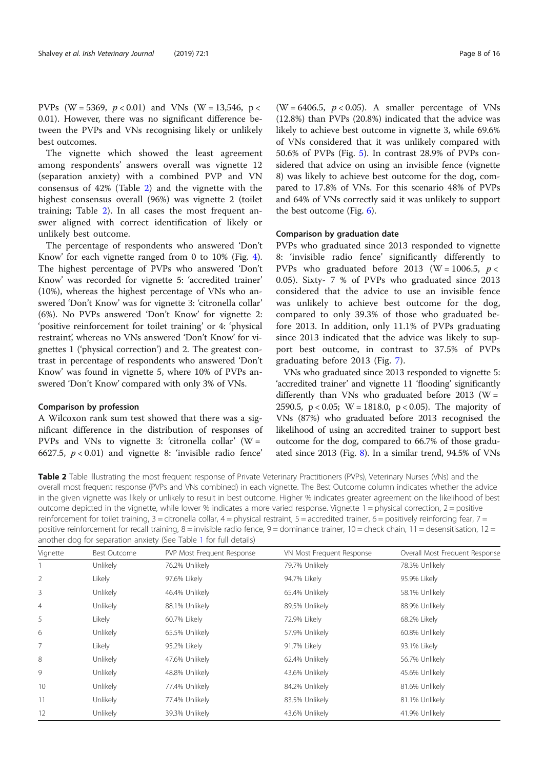PVPs (W = 5369, $p < 0.01$) and VNs (W = 13,546, $p < 0.01$). However, there was no significant difference between the PVPs and VNs recognising likely or unlikely best outcomes.

The vignette which showed the least agreement among respondents' answers overall was vignette 12 (separation anxiety) with a combined PVP and VN consensus of 42% (Table 2) and the vignette with the highest consensus overall (96%) was vignette 2 (toilet training; Table 2). In all cases the most frequent answer aligned with correct identification of likely or unlikely best outcome.

The percentage of respondents who answered 'Don't Know' for each vignette ranged from 0 to 10% (Fig. 4). The highest percentage of PVPs who answered 'Don't Know' was recorded for vignette 5: 'accredited trainer' (10%), whereas the highest percentage of VNs who answered 'Don't Know' was for vignette 3: 'citronella collar' (6%). No PVPs answered 'Don't Know' for vignette 2: 'positive reinforcement for toilet training' or 4: 'physical restraint', whereas no VNs answered 'Don't Know' for vignettes 1 ('physical correction') and 2. The greatest contrast in percentage of respondents who answered 'Don't Know' was found in vignette 5, where 10% of PVPs answered 'Don't Know' compared with only 3% of VNs.

### Comparison by profession

A Wilcoxon rank sum test showed that there was a significant difference in the distribution of responses of PVPs and VNs to vignette 3: 'citronella collar' (W = 6627.5, $p < 0.01$) and vignette 8: 'invisible radio fence' (W = 6406.5, $p < 0.05$). A smaller percentage of VNs (12.8%) than PVPs (20.8%) indicated that the advice was likely to achieve best outcome in vignette 3, while 69.6% of VNs considered that it was unlikely compared with 50.6% of PVPs (Fig. 5). In contrast 28.9% of PVPs considered that advice on using an invisible fence (vignette 8) was likely to achieve best outcome for the dog, compared to 17.8% of VNs. For this scenario 48% of PVPs and 64% of VNs correctly said it was unlikely to support the best outcome (Fig. 6).

### Comparison by graduation date

PVPs who graduated since 2013 responded to vignette 8: 'invisible radio fence' significantly differently to PVPs who graduated before 2013 (W = 1006.5, $p < 0.05$). Sixty- 7 % of PVPs who graduated since 2013 considered that the advice to use an invisible fence was unlikely to achieve best outcome for the dog, compared to only 39.3% of those who graduated before 2013. In addition, only 11.1% of PVPs graduating since 2013 indicated that the advice was likely to support best outcome, in contrast to 37.5% of PVPs graduating before 2013 (Fig. 7).

VNs who graduated since 2013 responded to vignette 5: 'accredited trainer' and vignette 11 'flooding' significantly differently than VNs who graduated before 2013 (W = 2590.5, $p < 0.05$; W = 1818.0, $p < 0.05$). The majority of VNs (87%) who graduated before 2013 recognised the likelihood of using an accredited trainer to support best outcome for the dog, compared to 66.7% of those graduated since 2013 (Fig. 8). In a similar trend, 94.5% of VNs

**Table 2** Table illustrating the most frequent response of Private Veterinary Practitioners (PVPs), Veterinary Nurses (VNs) and the overall most frequent response (PVPs and VNs combined) in each vignette. The Best Outcome column indicates whether the advice in the given vignette was likely or unlikely to result in best outcome. Higher % indicates greater agreement on the likelihood of best outcome depicted in the vignette, while lower % indicates a more varied response. Vignette 1 = physical correction, 2 = positive reinforcement for toilet training, 3 = citronella collar, 4 = physical restraint, 5 = accredited trainer, 6 = positively reinforcing fear, 7 = positive reinforcement for recall training, 8 = invisible radio fence, 9 = dominance trainer, 10 = check chain, 11 = desensitisation, 12 = another dog for separation anxiety (See Table 1 for full details)

| Vignette | Best Outcome | PVP Most Frequent Response | VN Most Frequent Response | Overall Most Frequent Response |
|---|---|---|---|---|
| 1 | Unlikely | 76.2% Unlikely | 79.7% Unlikely | 78.3% Unlikely |
| 2 | Likely | 97.6% Likely | 94.7% Likely | 95.9% Likely |
| 3 | Unlikely | 46.4% Unlikely | 65.4% Unlikely | 58.1% Unlikely |
| 4 | Unlikely | 88.1% Unlikely | 89.5% Unlikely | 88.9% Unlikely |
| 5 | Likely | 60.7% Likely | 72.9% Likely | 68.2% Likely |
| 6 | Unlikely | 65.5% Unlikely | 57.9% Unlikely | 60.8% Unlikely |
| 7 | Likely | 95.2% Likely | 91.7% Likely | 93.1% Likely |
| 8 | Unlikely | 47.6% Unlikely | 62.4% Unlikely | 56.7% Unlikely |
| 9 | Unlikely | 48.8% Unlikely | 43.6% Unlikely | 45.6% Unlikely |
| 10 | Unlikely | 77.4% Unlikely | 84.2% Unlikely | 81.6% Unlikely |
| 11 | Unlikely | 77.4% Unlikely | 83.5% Unlikely | 81.1% Unlikely |
| 12 | Unlikely | 39.3% Unlikely | 43.6% Unlikely | 41.9% Unlikely |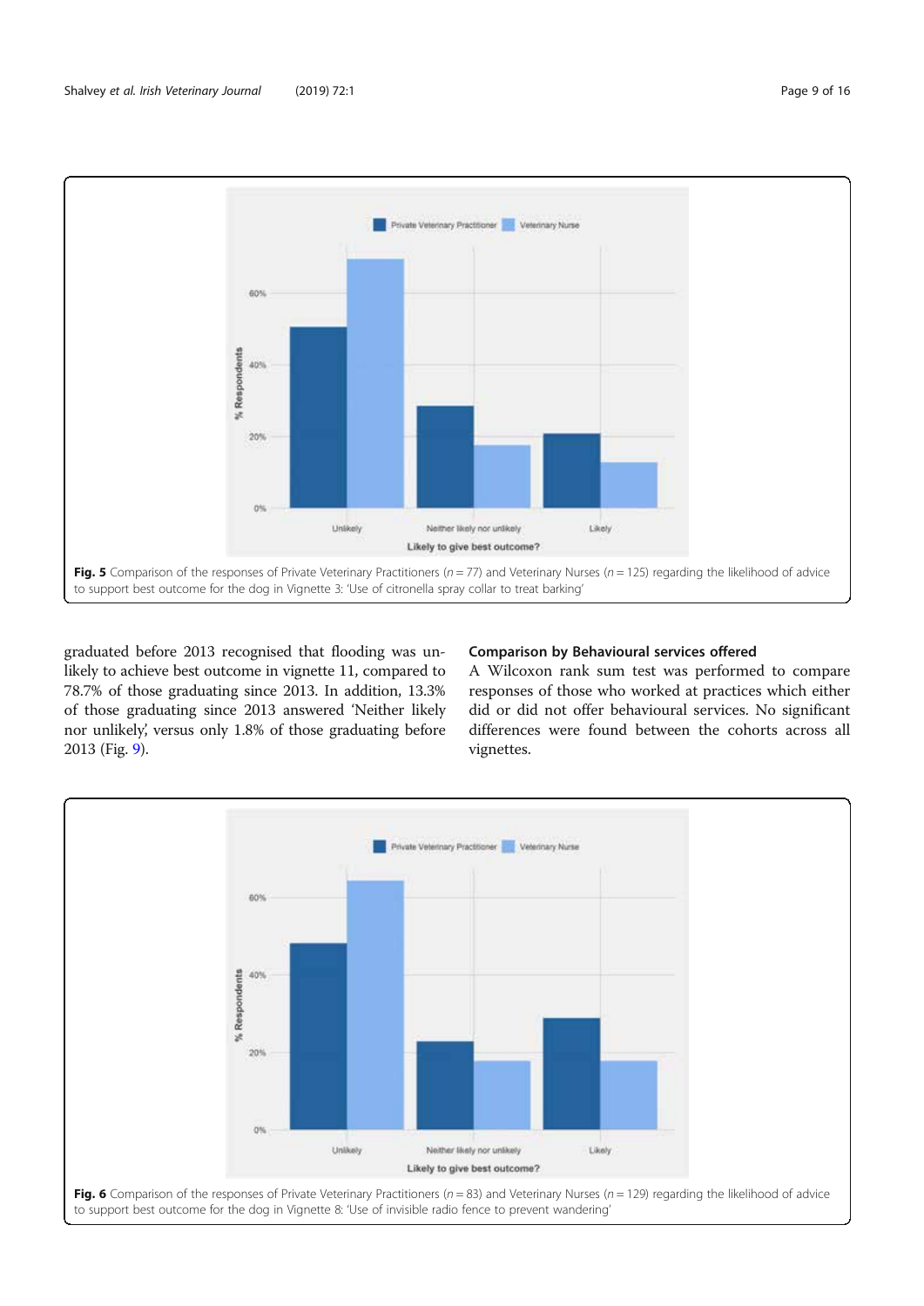Fig. 5 Comparison of the responses of Private Veterinary Practitioners ($n = 77$) and Veterinary Nurses ($n = 125$) regarding the likelihood of advice to support best outcome for the dog in Vignette 3: 'Use of citronella spray collar to treat barking'

graduated before 2013 recognised that flooding was unlikely to achieve best outcome in vignette 11, compared to 78.7% of those graduating since 2013. In addition, 13.3% of those graduating since 2013 answered 'Neither likely nor unlikely', versus only 1.8% of those graduating before 2013 (Fig. 9).

### Comparison by Behavioural services offered

A Wilcoxon rank sum test was performed to compare responses of those who worked at practices which either did or did not offer behavioural services. No significant differences were found between the cohorts across all vignettes.

Fig. 6 Comparison of the responses of Private Veterinary Practitioners ($n = 83$) and Veterinary Nurses ($n = 129$) regarding the likelihood of advice to support best outcome for the dog in Vignette 8: 'Use of invisible radio fence to prevent wandering'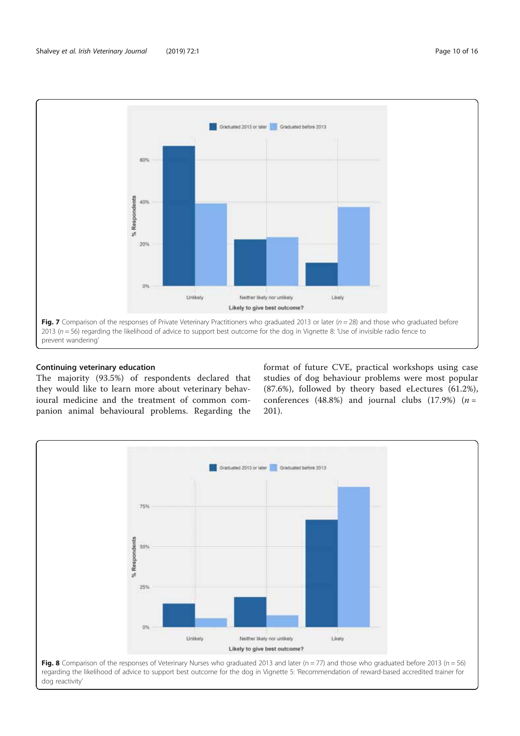Fig. 7 Comparison of the responses of Private Veterinary Practitioners who graduated 2013 or later ($n = 28$) and those who graduated before 2013 ($n = 56$) regarding the likelihood of advice to support best outcome for the dog in Vignette 8: 'Use of invisible radio fence to prevent wandering'

### Continuing veterinary education

The majority (93.5%) of respondents declared that they would like to learn more about veterinary behavioural medicine and the treatment of common companion animal behavioural problems. Regarding the format of future CVE, practical workshops using case studies of dog behaviour problems were most popular (87.6%), followed by theory based eLectures (61.2%), conferences (48.8%) and journal clubs (17.9%) ($n = 201$).

Fig. 8 Comparison of the responses of Veterinary Nurses who graduated 2013 and later ($n = 77$) and those who graduated before 2013 ($n = 56$) regarding the likelihood of advice to support best outcome for the dog in Vignette 5: 'Recommendation of reward-based accredited trainer for dog reactivity'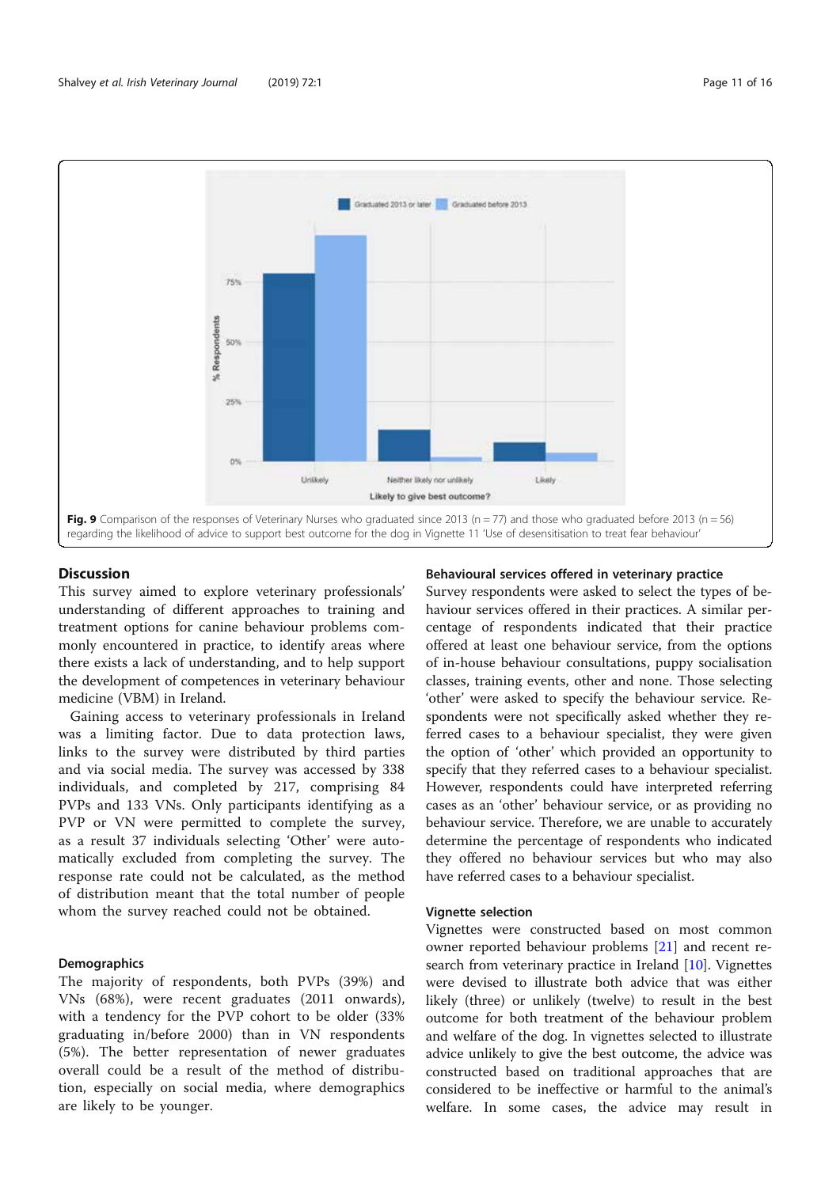Fig. 9 Comparison of the responses of Veterinary Nurses who graduated since 2013 (n = 77) and those who graduated before 2013 (n = 56) regarding the likelihood of advice to support best outcome for the dog in Vignette 11 'Use of desensitisation to treat fear behaviour'

## Discussion

This survey aimed to explore veterinary professionals' understanding of different approaches to training and treatment options for canine behaviour problems commonly encountered in practice, to identify areas where there exists a lack of understanding, and to help support the development of competences in veterinary behaviour medicine (VBM) in Ireland.

Gaining access to veterinary professionals in Ireland was a limiting factor. Due to data protection laws, links to the survey were distributed by third parties and via social media. The survey was accessed by 338 individuals, and completed by 217, comprising 84 PVPs and 133 VNs. Only participants identifying as a PVP or VN were permitted to complete the survey, as a result 37 individuals selecting 'Other' were automatically excluded from completing the survey. The response rate could not be calculated, as the method of distribution meant that the total number of people whom the survey reached could not be obtained.

### Demographics

The majority of respondents, both PVPs (39%) and VNs (68%), were recent graduates (2011 onwards), with a tendency for the PVP cohort to be older (33% graduating in/before 2000) than in VN respondents (5%). The better representation of newer graduates overall could be a result of the method of distribution, especially on social media, where demographics are likely to be younger.

### Behavioural services offered in veterinary practice

Survey respondents were asked to select the types of behaviour services offered in their practices. A similar percentage of respondents indicated that their practice offered at least one behaviour service, from the options of in-house behaviour consultations, puppy socialisation classes, training events, other and none. Those selecting 'other' were asked to specify the behaviour service. Respondents were not specifically asked whether they referred cases to a behaviour specialist, they were given the option of 'other' which provided an opportunity to specify that they referred cases to a behaviour specialist. However, respondents could have interpreted referring cases as an 'other' behaviour service, or as providing no behaviour service. Therefore, we are unable to accurately determine the percentage of respondents who indicated they offered no behaviour services but who may also have referred cases to a behaviour specialist.

### Vignette selection

Vignettes were constructed based on most common owner reported behaviour problems [21] and recent research from veterinary practice in Ireland [10]. Vignettes were devised to illustrate both advice that was either likely (three) or unlikely (twelve) to result in the best outcome for both treatment of the behaviour problem and welfare of the dog. In vignettes selected to illustrate advice unlikely to give the best outcome, the advice was constructed based on traditional approaches that are considered to be ineffective or harmful to the animal's welfare. In some cases, the advice may result in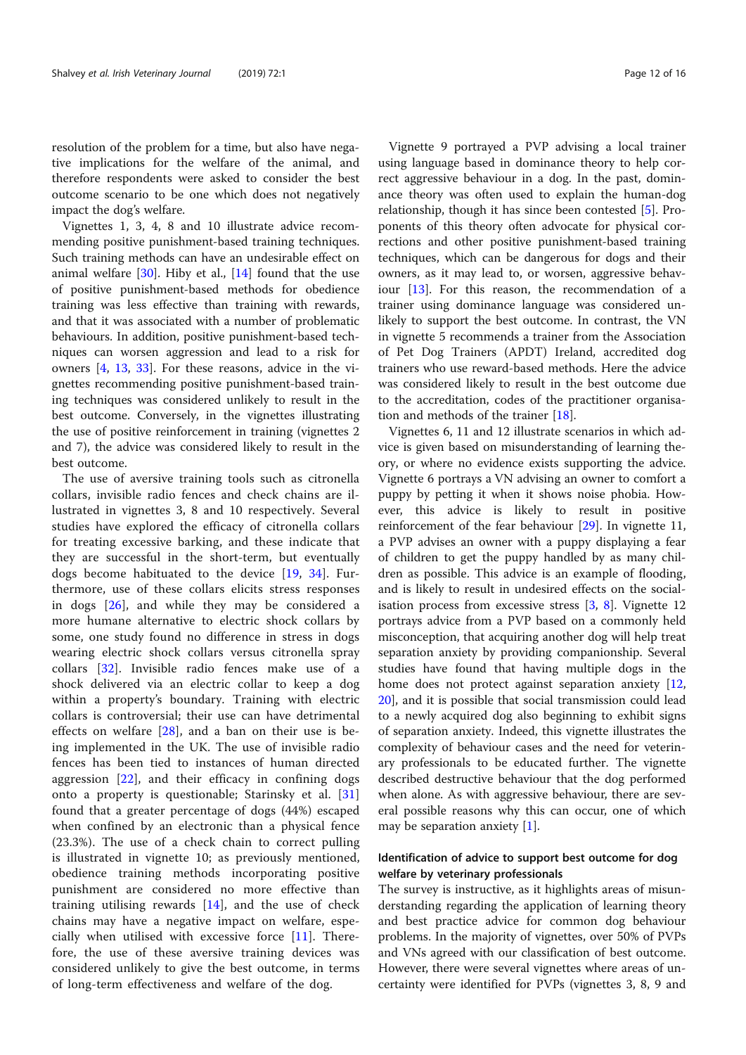resolution of the problem for a time, but also have negative implications for the welfare of the animal, and therefore respondents were asked to consider the best outcome scenario to be one which does not negatively impact the dog's welfare.

Vignettes 1, 3, 4, 8 and 10 illustrate advice recommending positive punishment-based training techniques. Such training methods can have an undesirable effect on animal welfare [30]. Hiby et al., [14] found that the use of positive punishment-based methods for obedience training was less effective than training with rewards, and that it was associated with a number of problematic behaviours. In addition, positive punishment-based techniques can worsen aggression and lead to a risk for owners [4, 13, 33]. For these reasons, advice in the vignettes recommending positive punishment-based training techniques was considered unlikely to result in the best outcome. Conversely, in the vignettes illustrating the use of positive reinforcement in training (vignettes 2 and 7), the advice was considered likely to result in the best outcome.

The use of aversive training tools such as citronella collars, invisible radio fences and check chains are illustrated in vignettes 3, 8 and 10 respectively. Several studies have explored the efficacy of citronella collars for treating excessive barking, and these indicate that they are successful in the short-term, but eventually dogs become habituated to the device [19, 34]. Furthermore, use of these collars elicits stress responses in dogs [26], and while they may be considered a more humane alternative to electric shock collars by some, one study found no difference in stress in dogs wearing electric shock collars versus citronella spray collars [32]. Invisible radio fences make use of a shock delivered via an electric collar to keep a dog within a property's boundary. Training with electric collars is controversial; their use can have detrimental effects on welfare [28], and a ban on their use is being implemented in the UK. The use of invisible radio fences has been tied to instances of human directed aggression [22], and their efficacy in confining dogs onto a property is questionable; Starinsky et al. [31] found that a greater percentage of dogs (44%) escaped when confined by an electronic than a physical fence (23.3%). The use of a check chain to correct pulling is illustrated in vignette 10; as previously mentioned, obedience training methods incorporating positive punishment are considered no more effective than training utilising rewards [14], and the use of check chains may have a negative impact on welfare, especially when utilised with excessive force [11]. Therefore, the use of these aversive training devices was considered unlikely to give the best outcome, in terms of long-term effectiveness and welfare of the dog.

Vignette 9 portrayed a PVP advising a local trainer using language based in dominance theory to help correct aggressive behaviour in a dog. In the past, dominance theory was often used to explain the human-dog relationship, though it has since been contested [5]. Proponents of this theory often advocate for physical corrections and other positive punishment-based training techniques, which can be dangerous for dogs and their owners, as it may lead to, or worsen, aggressive behaviour [13]. For this reason, the recommendation of a trainer using dominance language was considered unlikely to support the best outcome. In contrast, the VN in vignette 5 recommends a trainer from the Association of Pet Dog Trainers (APDT) Ireland, accredited dog trainers who use reward-based methods. Here the advice was considered likely to result in the best outcome due to the accreditation, codes of the practitioner organisation and methods of the trainer [18].

Vignettes 6, 11 and 12 illustrate scenarios in which advice is given based on misunderstanding of learning theory, or where no evidence exists supporting the advice. Vignette 6 portrays a VN advising an owner to comfort a puppy by petting it when it shows noise phobia. However, this advice is likely to result in positive reinforcement of the fear behaviour [29]. In vignette 11, a PVP advises an owner with a puppy displaying a fear of children to get the puppy handled by as many children as possible. This advice is an example of flooding, and is likely to result in undesired effects on the socialisation process from excessive stress [3, 8]. Vignette 12 portrays advice from a PVP based on a commonly held misconception, that acquiring another dog will help treat separation anxiety by providing companionship. Several studies have found that having multiple dogs in the home does not protect against separation anxiety [12, 20], and it is possible that social transmission could lead to a newly acquired dog also beginning to exhibit signs of separation anxiety. Indeed, this vignette illustrates the complexity of behaviour cases and the need for veterinary professionals to be educated further. The vignette described destructive behaviour that the dog performed when alone. As with aggressive behaviour, there are several possible reasons why this can occur, one of which may be separation anxiety [1].

### Identification of advice to support best outcome for dog welfare by veterinary professionals

The study is instructive, as it highlights areas of misunderstanding regarding the application of learning theory and best practice advice for common dog behaviour problems. In the majority of vignettes, over 50% of PVPs and VNs agreed with our classification of best outcome. However, there were several vignettes where areas of uncertainty were identified for PVPs (vignettes 3, 8, 9 and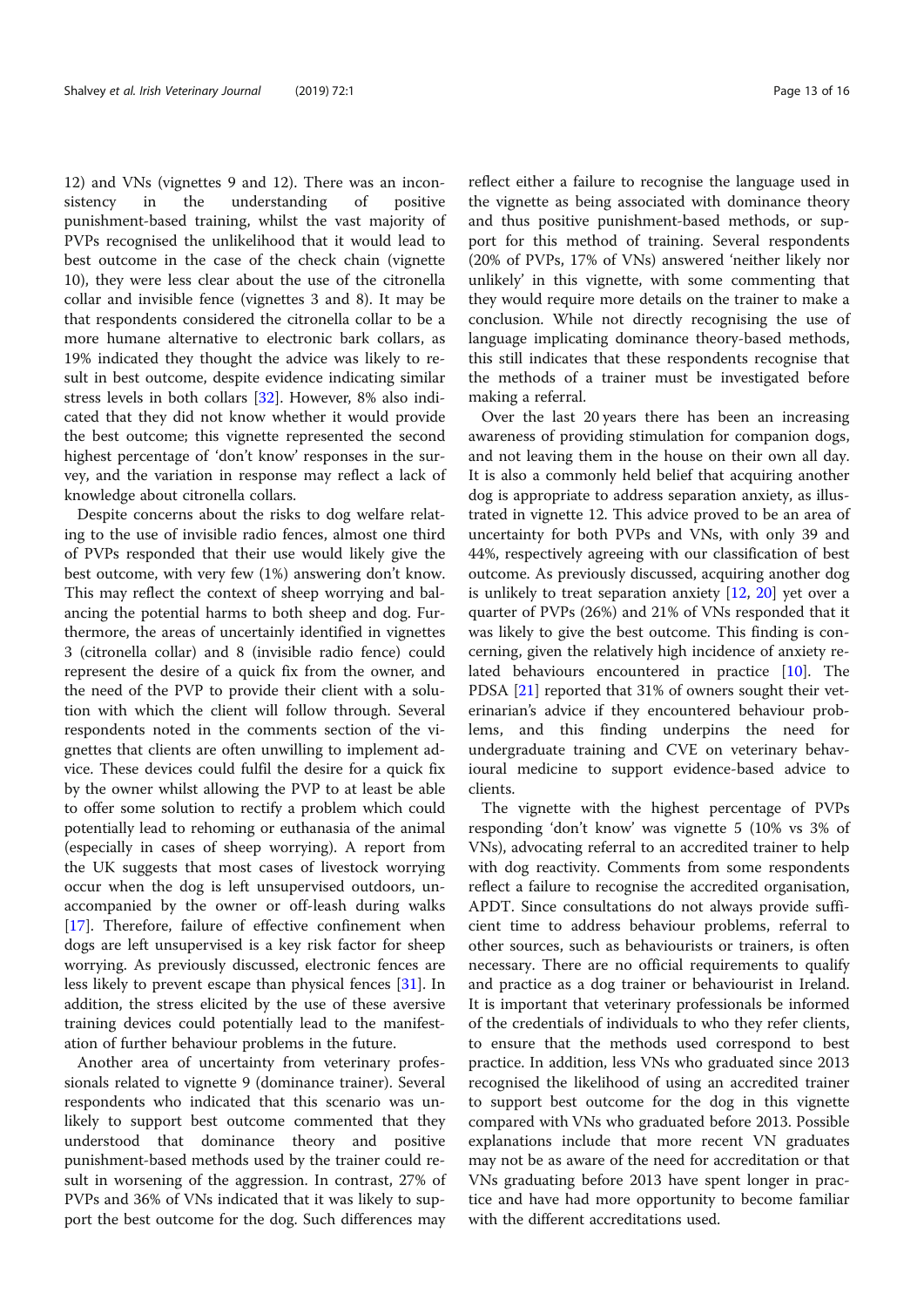12) and VNs (vignettes 9 and 12). There was an inconsistency in the understanding of positive punishment-based training, whilst the vast majority of PVPs recognised the unlikelihood that it would lead to best outcome in the case of the check chain (vignette 10), they were less clear about the use of the citronella collar and invisible fence (vignettes 3 and 8). It may be that respondents considered the citronella collar to be a more humane alternative to electronic bark collars, as 19% indicated they thought the advice was likely to result in best outcome, despite evidence indicating similar stress levels in both collars [32]. However, 8% also indicated that they did not know whether it would provide the best outcome; this vignette represented the second highest percentage of 'don't know' responses in the survey, and the variation in response may reflect a lack of knowledge about citronella collars.

Despite concerns about the risks to dog welfare relating to the use of invisible radio fences, almost one third of PVPs responded that their use would likely give the best outcome, with very few (1%) answering don't know. This may reflect the context of sheep worrying and balancing the potential harms to both sheep and dog. Furthermore, the areas of uncertainly identified in vignettes 3 (citronella collar) and 8 (invisible radio fence) could represent the desire of a quick fix from the owner, and the need of the PVP to provide their client with a solution with which the client will follow through. Several respondents noted in the comments section of the vignettes that clients are often unwilling to implement advice. These devices could fulfil the desire for a quick fix by the owner whilst allowing the PVP to at least be able to offer some solution to rectify a problem which could potentially lead to rehoming or euthanasia of the animal (especially in cases of sheep worrying). A report from the UK suggests that most cases of livestock worrying occur when the dog is left unsupervised outdoors, unaccompanied by the owner or off-leash during walks [17]. Therefore, failure of effective confinement when dogs are left unsupervised is a key risk factor for sheep worrying. As previously discussed, electronic fences are less likely to prevent escape than physical fences [31]. In addition, the stress elicited by the use of these aversive training devices could potentially lead to the manifestation of further behaviour problems in the future.

Another area of uncertainty from veterinary professionals related to vignette 9 (dominance trainer). Several respondents who indicated that this scenario was unlikely to support best outcome commented that they understood that dominance theory and positive punishment-based methods used by the trainer could result in worsening of the aggression. In contrast, 27% of PVPs and 36% of VNs indicated that it was likely to support the best outcome for the dog. Such differences may reflect either a failure to recognise the language used in the vignette as being associated with dominance theory and thus positive punishment-based methods, or support for this method of training. Several respondents (20% of PVPs, 17% of VNs) answered 'neither likely nor unlikely' in this vignette, with some commenting that they would require more details on the trainer to make a conclusion. While not directly recognising the use of language implicating dominance theory-based methods, this still indicates that these respondents recognise that the methods of a trainer must be investigated before making a referral.

Over the last 20 years there has been an increasing awareness of providing stimulation for companion dogs, and not leaving them in the house on their own all day. It is also a commonly held belief that acquiring another dog is appropriate to address separation anxiety, as illustrated in vignette 12. This advice proved to be an area of uncertainty for both PVPs and VNs, with only 39 and 44%, respectively agreeing with our classification of best outcome. As previously discussed, acquiring another dog is unlikely to treat separation anxiety [12, 20] yet over a quarter of PVPs (26%) and 21% of VNs responded that it was likely to give the best outcome. This finding is concerning, given the relatively high incidence of anxiety related behaviours encountered in practice [10]. The PDSA [21] reported that 31% of owners sought their veterinarian's advice if they encountered behaviour problems, and this finding underpins the need for undergraduate training and CVE on veterinary behavioural medicine to support evidence-based advice to clients.

The vignette with the highest percentage of PVPs responding 'don't know' was vignette 5 (10% vs 3% of VNs), advocating referral to an accredited trainer to help with dog reactivity. Comments from some respondents reflect a failure to recognise the accredited organisation, APDT. Since consultations do not always provide sufficient time to address behaviour problems, referral to other sources, such as behaviourists or trainers, is often necessary. There are no official requirements to qualify and practice as a dog trainer or behaviourist in Ireland. It is important that veterinary professionals be informed of the credentials of individuals to who they refer clients, to ensure that the methods used correspond to best practice. In addition, less VNs who graduated since 2013 recognised the likelihood of using an accredited trainer to support best outcome for the dog in this vignette compared with VNs who graduated before 2013. Possible explanations include that more recent VN graduates may not be as aware of the need for accreditation or that VNs graduating before 2013 have spent longer in practice and have had more opportunity to become familiar with the different accreditations used.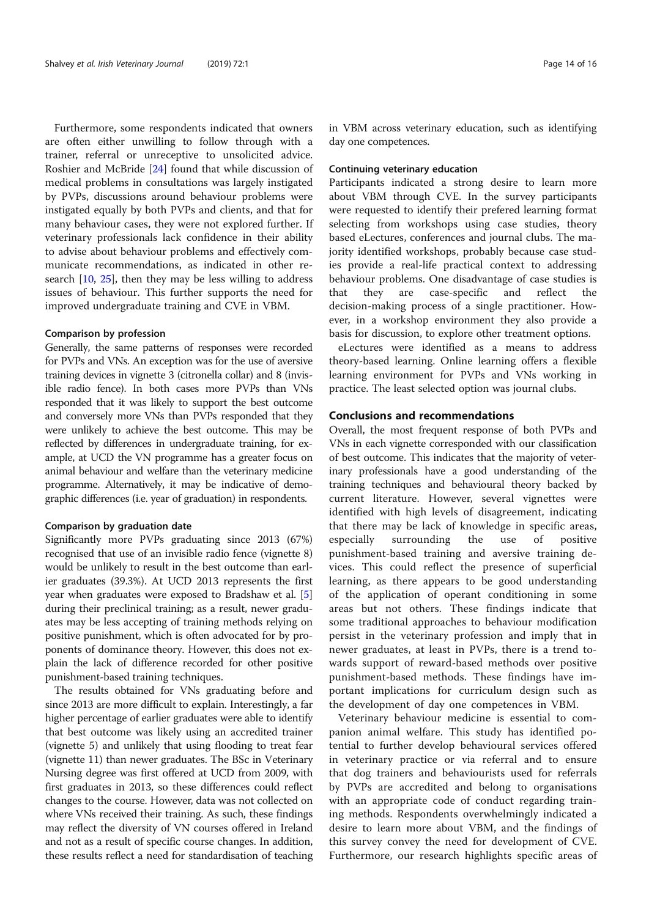Furthermore, some respondents indicated that owners are often either unwilling to follow through with a trainer, referral or unreceptive to unsolicited advice. Roshier and McBride [24] found that while discussion of medical problems in consultations was largely instigated by PVPs, discussions around behaviour problems were instigated equally by both PVPs and clients, and that for many behaviour cases, they were not explored further. If veterinary professionals lack confidence in their ability to advise about behaviour problems and effectively communicate recommendations, as indicated in other research [10, 25], then they may be less willing to address issues of behaviour. This further supports the need for improved undergraduate training and CVE in VBM.

#### Comparison by profession

Generally, the same patterns of responses were recorded for PVPs and VNs. An exception was for the use of aversive training devices in vignette 3 (citronella collar) and 8 (invisible radio fence). In both cases more PVPs than VNs responded that it was likely to support the best outcome and conversely more VNs than PVPs responded that they were unlikely to achieve the best outcome. This may be reflected by differences in undergraduate training, for example, at UCD the VN programme has a greater focus on animal behaviour and welfare than the veterinary medicine programme. Alternatively, it may be indicative of demographic differences (i.e. year of graduation) in respondents.

#### Comparison by graduation date

Significantly more PVPs graduating since 2013 (67%) recognised that use of an invisible radio fence (vignette 8) would be unlikely to result in the best outcome than earlier graduates (39.3%). At UCD 2013 represents the first year when graduates were exposed to Bradshaw et al. [5] during their preclinical training; as a result, newer graduates may be less accepting of training methods relying on positive punishment, which is often advocated for by proponents of dominance theory. However, this does not explain the lack of difference recorded for other positive punishment-based training techniques.

The results obtained for VNs graduating before and since 2013 are more difficult to explain. Interestingly, a far higher percentage of earlier graduates were able to identify that best outcome was likely using an accredited trainer (vignette 5) and unlikely that using flooding to treat fear (vignette 11) than newer graduates. The BSc in Veterinary Nursing degree was first offered at UCD from 2009, with first graduates in 2013, so these differences could reflect changes to the course. However, data was not collected on where VNs received their training. As such, these findings may reflect the diversity of VN courses offered in Ireland and not as a result of specific course changes. In addition, these results reflect a need for standardisation of teaching in VBM across veterinary education, such as identifying day one competences.

#### Continuing veterinary education

Participants indicated a strong desire to learn more about VBM through CVE. In the survey participants were requested to identify their prefered learning format selecting from workshops using case studies, theory based eLectures, conferences and journal clubs. The majority identified workshops, probably because case studies provide a real-life practical context to addressing behaviour problems. One disadvantage of case studies is that they are case-specific and reflect the decision-making process of a single practitioner. However, in a workshop environment they also provide a basis for discussion, to explore other treatment options.

eLectures were identified as a means to address theory-based learning. Online learning offers a flexible learning environment for PVPs and VNs working in practice. The least selected option was journal clubs.

### Conclusions and recommendations

Overall, the most frequent response of both PVPs and VNs in each vignette corresponded with our classification of best outcome. This indicates that the majority of veterinary professionals have a good understanding of the training techniques and behavioural theory backed by current literature. However, several vignettes were identified with high levels of disagreement, indicating that there may be lack of knowledge in specific areas, especially surrounding the use of positive punishment-based training and aversive training devices. This could reflect the presence of superficial learning, as there appears to be good understanding of the application of operant conditioning in some areas but not others. These findings indicate that some traditional approaches to behaviour modification persist in the veterinary profession and imply that in newer graduates, at least in PVPs, there is a trend towards support of reward-based methods over positive punishment-based methods. These findings have important implications for curriculum design such as the development of day one competences in VBM.

Veterinary behaviour medicine is essential to companion animal welfare. This study has identified potential to further develop behavioural services offered in veterinary practice or via referral and to ensure that dog trainers and behaviourists used for referrals by PVPs are accredited and belong to organisations with an appropriate code of conduct regarding training methods. Respondents overwhelmingly indicated a desire to learn more about VBM, and the findings of this survey convey the need for development of CVE. Furthermore, our research highlights specific areas of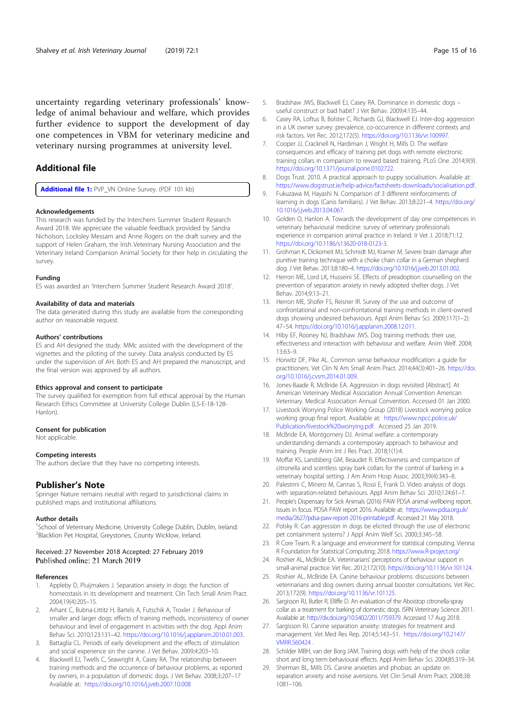uncertainty regarding veterinary professionals' knowledge of animal behaviour and welfare, which provides further evidence to support the development of day one competences in VBM for veterinary medicine and veterinary nursing programmes at university level.

## Additional file

**Additional file 1:** PVP_VN Online Survey. (PDF 101 kb)

#### Acknowledgements

This research was funded by the Interchem Summer Student Research Award 2018. We appreciate the valuable feedback provided by Sandra Nicholson, Locksley Messam and Anne Rogers on the draft survey and the support of Helen Graham, the Irish Veterinary Nursing Association and the Veterinary Ireland Companion Animal Society for their help in circulating the survey.

#### Funding

ES was awarded an 'Interchem Summer Student Research Award 2018'.

#### Availability of data and materials

The data generated during this study are available from the corresponding author on reasonable request.

#### Authors' contributions

ES and AH designed the study. MMc assisted with the development of the vignettes and the piloting of the survey. Data analysis conducted by ES under the supervision of AH. Both ES and AH prepared the manuscript, and the final version was approved by all authors.

#### Ethics approval and consent to participate

The survey qualified for exemption from full ethical approval by the Human Research Ethics Committee at University College Dublin (LS-E-18-128-Hanlon).

#### Consent for publication

Not applicable.

#### Competing interests

The authors declare that they have no competing interests.

## Publisher's Note

Springer Nature remains neutral with regard to jurisdictional claims in published maps and institutional affiliations.

#### Author details

[1]School of Veterinary Medicine, University College Dublin, Dublin, Ireland. [2]Blacklion Pet Hospital, Greystones, County Wicklow, Ireland.

Received: 27 November 2018 Accepted: 27 February 2019
Published online: 21 March 2019

#### References

1. Appleby D, Pluijmakers J. Separation anxiety in dogs: the function of homeostasis in its development and treatment. Clin Tech Small Anim Pract. 2004;19(4):205–15.
2. Arhant C, Bubna-Littitz H, Bartels A, Futschik A, Troxler J. Behaviour of smaller and larger dogs: effects of training methods, inconsistency of owner behaviour and level of engagement in activities with the dog. Appl Anim Behav Sci. 2010;123:131–42. https://doi.org/10.1016/j.applanim.2010.01.003.
3. Battaglia CL. Periods of early development and the effects of stimulation and social experience sin the canine. J Vet Behav. 2009;4:203–10.
4. Blackwell EJ, Twells C, Seawright A, Casey RA. The relationship between training methods and the occurrence of behaviour problems, as reported by owners, in a population of domestic dogs. J Vet Behav. 2008;3:207–17 Available at: https://doi.org/10.1016/j.jveb.2007.10.008
5. Bradshaw JWS, Blackwell EJ, Casey RA. Dominance in domestic dogs – useful construct or bad habit? J Vet Behav. 2009;4:135–44.
6. Casey RA, Loftus B, Bolster C, Richards GJ, Blackwell EJ. Inter-dog aggression in a UK owner survey: prevalence, co-occurrence in different contexts and risk factors. Vet Rec. 2012;172(5). https://doi.org/10.1136/vr.100997.
7. Cooper JJ, Cracknell N, Hardiman J, Wright H, Mills D. The welfare consequences and efficacy of training pet dogs with remote electronic training collars in comparison to reward based training. PLoS One. 2014;9(9). https://doi.org/10.1371/journal.pone.0102722.
8. Dogs Trust. 2010. A practical approach to puppy socialisation. Available at: https://www.dogstrust.ie/help-advice/factsheets-downloads/socialisation.pdf.
9. Fukuzawa M, Hayashi N. Comparison of 3 different reinforcements of learning in dogs (Canis familiaris). J Vet Behav. 2013;8:221–4. https://doi.org/10.1016/j.jveb.2013.04.067.
10. Golden O, Hanlon A. Towards the development of day one competences in veterinary behavioural medicine: survey of veterinary professionals experience in companion animal practice in Ireland. Ir Vet J. 2018;71:12. https://doi.org/10.1186/s13620-018-0123-3.
11. Grohman K, Dickomeit MJ, Schmidt MJ, Kramer M. Severe brain damage after punitive training technique with a choke chain collar in a German shepherd dog. J Vet Behav. 2013;8:180–4. https://doi.org/10.1016/j.jveb.2013.01.002.
12. Herron ME, Lord LK, Husseini SE. Effects of preadoption counselling on the prevention of separation anxiety in newly adopted shelter dogs. J Vet Behav. 2014;9:13–21.
13. Herron ME, Shofer FS, Reisner IR. Survey of the use and outcome of confrontational and non-confrontational training methods in client-owned dogs showing undesired behaviours. Appl Anim Behav Sci. 2009;117(1–2):47–54. https://doi.org/10.1016/j.applanim.2008.12.011.
14. Hiby EF, Rooney NJ, Bradshaw JWS. Dog training methods: their use, effectiveness and interaction with behaviour and welfare. Anim Welf. 2004;13:63–9.
15. Horwitz DF, Pike AL. Common sense behaviour modification: a guide for practitioners. Vet Clin N Am Small Anim Pract. 2014;44(3):401–26. https://doi.org/10.1016/j.cvsm.2014.01.009.
16. Jones-Baade R, McBride EA. Aggression in dogs revisited [Abstract]. At American Veterinary Medical Association Annual Convention American Veterinary. Medical Association Annual Convention. Accessed 01 Jan 2000.
17. Livestock Worrying Police Working Group (2018) Livestock worrying police working group final report. Available at: https://www.npcc.police.uk/Publication/livestock%20worrying.pdf. Accessed 25 Jan 2019.
18. McBride EA, Montgomery DJ. Animal welfare: a contemporary understanding demands a contemporary approach to behaviour and training. People Anim Int J Res Pract. 2018;1(1):4.
19. Moffat KS, Landsberg GM, Beaudet R. Effectiveness and comparison of citronella and scentless spray bark collars for the control of barking in a veterinary hospital setting. J Am Anim Hosp Assoc. 2003;39(4):343–8.
20. Palestrini C, Minero M, Cannas S, Rossi E, Frank D. Video analysis of dogs with separation-related behaviours. Appl Anim Behav Sci. 2010;124:61–7.
21. People's Dispensary for Sick Animals (2016) PAW PDSA animal wellbeing report. Issues in focus. PDSA PAW report 2016. Available at: https://www.pdsa.org.uk/media/2627/pdsa-paw-report-2016-printable.pdf. Accessed 21 May 2018.
22. Polsky R. Can aggression in dogs be elicited through the use of electronic pet containment systems? J Appl Anim Welf Sci. 2000;3:345–58.
23. R Core Team. R: a language and environment for statistical computing. Vienna: R Foundation for Statistical Computing; 2018. https://www.R-project.org/
24. Roshier AL, McBride EA. Veterinarians' perceptions of behaviour support in small-animal practice. Vet Rec. 2012;172(10). https://doi.org/10.1136/vr.101124.
25. Roshier AL, McBride EA. Canine behaviour problems: discussions between veterinarians and dog owners during annual booster consultations. Vet Rec. 2013;172(9). https://doi.org/10.1136/vr.101125.
26. Sargisson RJ, Butler R, Elliffe D. An evaluation of the Aboistop citronella-spray collar as a treatment for barking of domestic dogs. ISRN Veterinary Science 2011. Available at: http://dx.doi.org/10.5402/2011/759379. Accessed 17 Aug 2018.
27. Sargisson RJ. Canine separation anxiety: strategies for treatment and management. Vet Med Res Rep. 2014;5:143–51. https://doi.org/10.2147/VMRR.S60424 .
28. Schilder MBH, van der Borg JAM. Training dogs with help of the shock collar: short and long term behavioural effects. Appl Anim Behav Sci. 2004;85:319–34.
29. Sherman BL, Mills DS. Canine anxieties and phobias: an update on separation anxiety and noise aversions. Vet Clin Small Anim Pract. 2008;38:1081–106.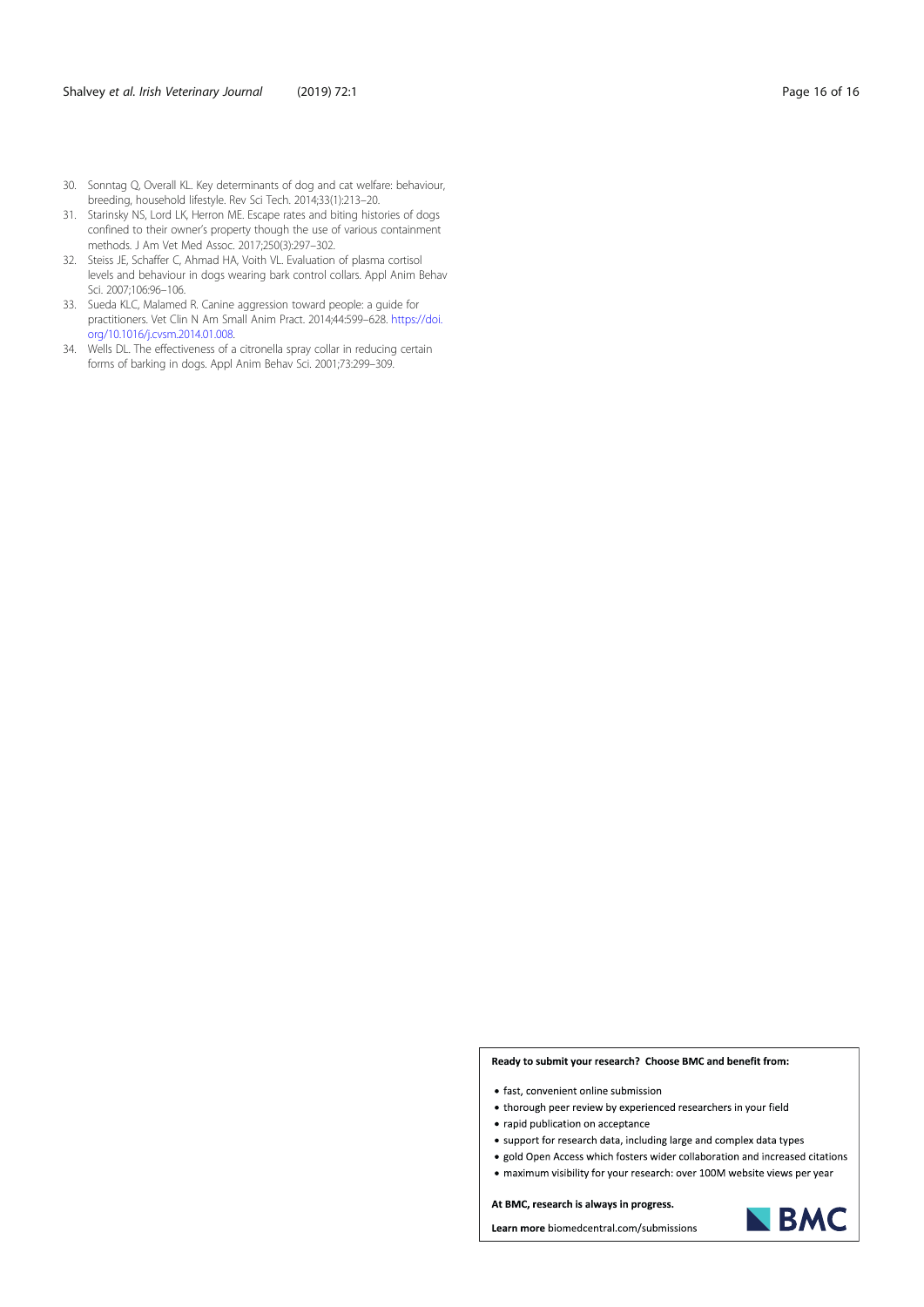30. Sonntag Q, Overall KL. Key determinants of dog and cat welfare: behaviour, breeding, household lifestyle. Rev Sci Tech. 2014;33(1):213–20.
31. Starinsky NS, Lord LK, Herron ME. Escape rates and biting histories of dogs confined to their owner's property though the use of various containment methods. J Am Vet Med Assoc. 2017;250(3):297–302.
32. Steiss JE, Schaffer C, Ahmad HA, Voith VL. Evaluation of plasma cortisol levels and behaviour in dogs wearing bark control collars. Appl Anim Behav Sci. 2007;106:96–106.
33. Sueda KLC, Malamed R. Canine aggression toward people: a guide for practitioners. Vet Clin N Am Small Anim Pract. 2014;44:599–628. https://doi.org/10.1016/j.cvsm.2014.01.008.
34. Wells DL. The effectiveness of a citronella spray collar in reducing certain forms of barking in dogs. Appl Anim Behav Sci. 2001;73:299–309.

**Ready to submit your research? Choose BMC and benefit from:**

- fast, convenient online submission
- thorough peer review by experienced researchers in your field
- rapid publication on acceptance
- support for research data, including large and complex data types
- gold Open Access which fosters wider collaboration and increased citations
- maximum visibility for your research: over 100M website views per year

**At BMC, research is always in progress.**

**Learn more** biomedcentral.com/submissions

BMC